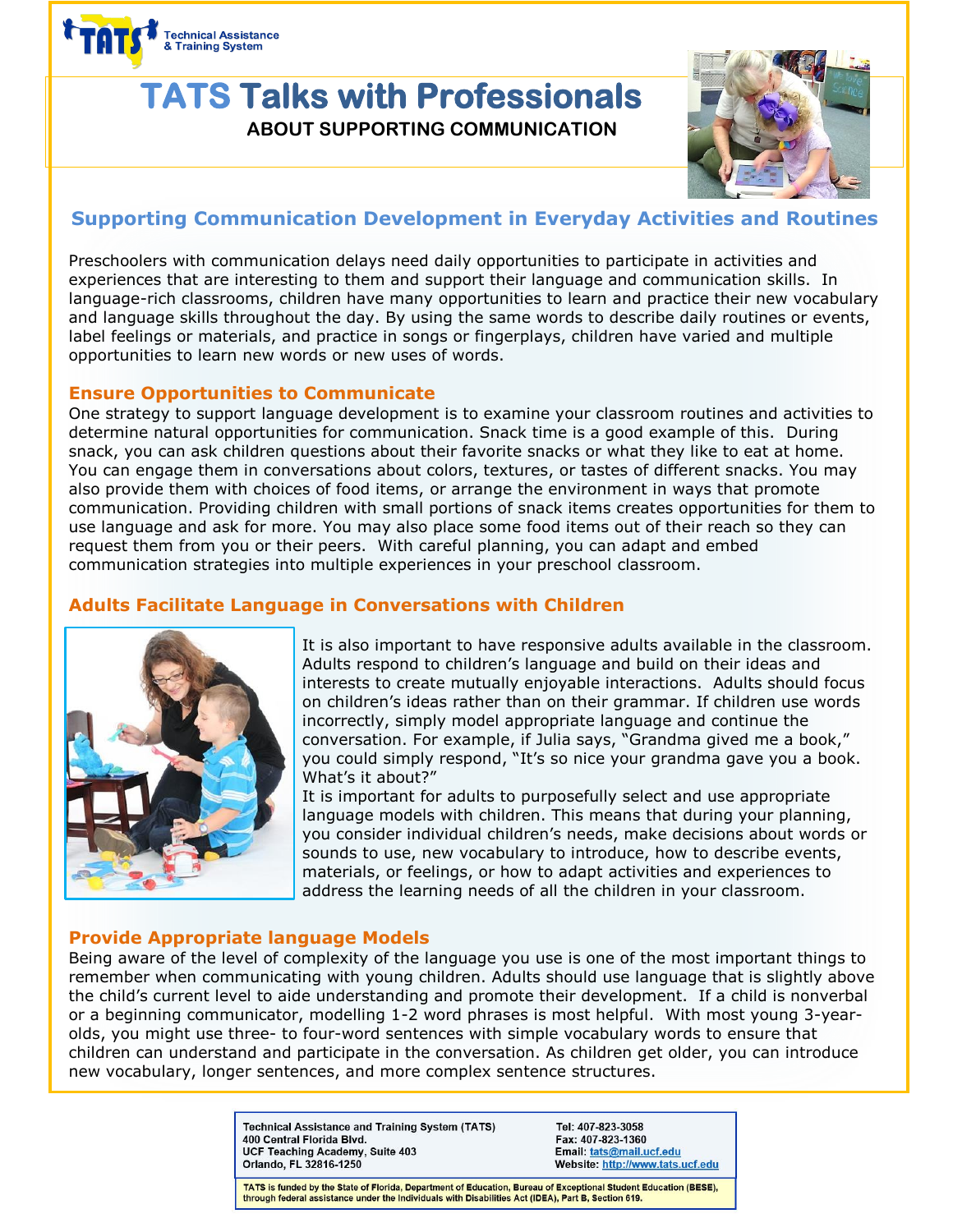TATS Technical Assistance & Training System

# TATS Talks with Professionals

**ABOUT SUPPORTING COMMUNICATION**

## Supporting Communication Development in Everyday Activities and Routines

Preschoolers with communication delays need daily opportunities to participate in activities and experiences that are interesting to them and support their language and communication skills. In language-rich classrooms, children have many opportunities to learn and practice their new vocabulary and language skills throughout the day. By using the same words to describe daily routines or events, label feelings or materials, and practice in songs or fingerplays, children have varied and multiple opportunities to learn new words or new uses of words.

### Ensure Opportunities to Communicate

One strategy to support language development is to examine your classroom routines and activities to determine natural opportunities for communication. Snack time is a good example of this. During snack, you can ask children questions about their favorite snacks or what they like to eat at home. You can engage them in conversations about colors, textures, or tastes of different snacks. You may also provide them with choices of food items, or arrange the environment in ways that promote communication. Providing children with small portions of snack items creates opportunities for them to use language and ask for more. You may also place some food items out of their reach so they can request them from you or their peers. With careful planning, you can adapt and embed communication strategies into multiple experiences in your preschool classroom.

### Adults Facilitate Language in Conversations with Children

It is also important to have responsive adults available in the classroom. Adults respond to children's language and build on their ideas and interests to create mutually enjoyable interactions. Adults should focus on children's ideas rather than on their grammar. If children use words incorrectly, simply model appropriate language and continue the conversation. For example, if Julia says, "Grandma gived me a book," you could simply respond, "It's so nice your grandma gave you a book. What's it about?"

It is important for adults to purposefully select and use appropriate language models with children. This means that during your planning, you consider individual children's needs, make decisions about words or sounds to use, new vocabulary to introduce, how to describe events, materials, or feelings, or how to adapt activities and experiences to address the learning needs of all the children in your classroom.

### Provide Appropriate language Models

Being aware of the level of complexity of the language you use is one of the most important things to remember when communicating with young children. Adults should use language that is slightly above the child's current level to aide understanding and promote their development. If a child is nonverbal or a beginning communicator, modelling 1-2 word phrases is most helpful. With most young 3-year-olds, you might use three- to four-word sentences with simple vocabulary words to ensure that children can understand and participate in the conversation. As children get older, you can introduce new vocabulary, longer sentences, and more complex sentence structures.

---

**Technical Assistance and Training System (TATS)**
**400 Central Florida Blvd.**
**UCF Teaching Academy, Suite 403**
**Orlando, FL 32816-1250**

**Tel: 407-823-3058**
**Fax: 407-823-1360**
**Email: tats@mail.ucf.edu**
**Website: http://www.tats.ucf.edu**

**TATS is funded by the State of Florida, Department of Education, Bureau of Exceptional Student Education (BESE), through federal assistance under the Individuals with Disabilities Act (IDEA), Part B, Section 619.**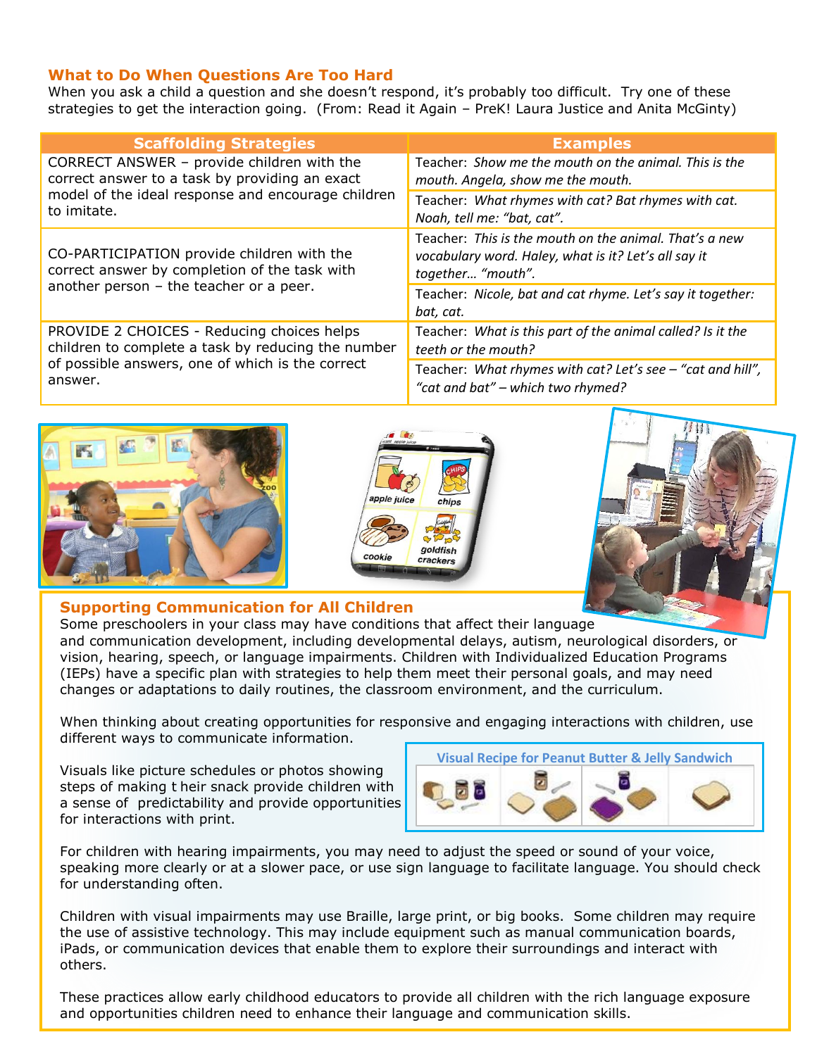## What to Do When Questions Are Too Hard

When you ask a child a question and she doesn't respond, it's probably too difficult. Try one of these strategies to get the interaction going. (From: Read it Again – PreK! Laura Justice and Anita McGinty)

| Scaffolding Strategies | Examples |
|---|---|
| CORRECT ANSWER – provide children with the correct answer to a task by providing an exact model of the ideal response and encourage children to imitate. | Teacher: *Show me the mouth on the animal. This is the mouth. Angela, show me the mouth.* |
| | Teacher: *What rhymes with cat? Bat rhymes with cat. Noah, tell me: "bat, cat".* |
| CO-PARTICIPATION provide children with the correct answer by completion of the task with another person – the teacher or a peer. | Teacher: *This is the mouth on the animal. That's a new vocabulary word. Haley, what is it? Let's all say it together… "mouth".* |
| | Teacher: *Nicole, bat and cat rhyme. Let's say it together: bat, cat.* |
| PROVIDE 2 CHOICES - Reducing choices helps children to complete a task by reducing the number of possible answers, one of which is the correct answer. | Teacher: *What is this part of the animal called? Is it the teeth or the mouth?* |
| | Teacher: *What rhymes with cat? Let's see – "cat and hill", "cat and bat" – which two rhymed?* |

## Supporting Communication for All Children

Some preschoolers in your class may have conditions that affect their language and communication development, including developmental delays, autism, neurological disorders, or vision, hearing, speech, or language impairments. Children with Individualized Education Programs (IEPs) have a specific plan with strategies to help them meet their personal goals, and may need changes or adaptations to daily routines, the classroom environment, and the curriculum.

When thinking about creating opportunities for responsive and engaging interactions with children, use different ways to communicate information.

Visuals like picture schedules or photos showing steps of making t heir snack provide children with a sense of predictability and provide opportunities for interactions with print.

Visual Recipe for Peanut Butter & Jelly Sandwich

For children with hearing impairments, you may need to adjust the speed or sound of your voice, speaking more clearly or at a slower pace, or use sign language to facilitate language. You should check for understanding often.

Children with visual impairments may use Braille, large print, or big books. Some children may require the use of assistive technology. This may include equipment such as manual communication boards, iPads, or communication devices that enable them to explore their surroundings and interact with others.

These practices allow early childhood educators to provide all children with the rich language exposure and opportunities children need to enhance their language and communication skills.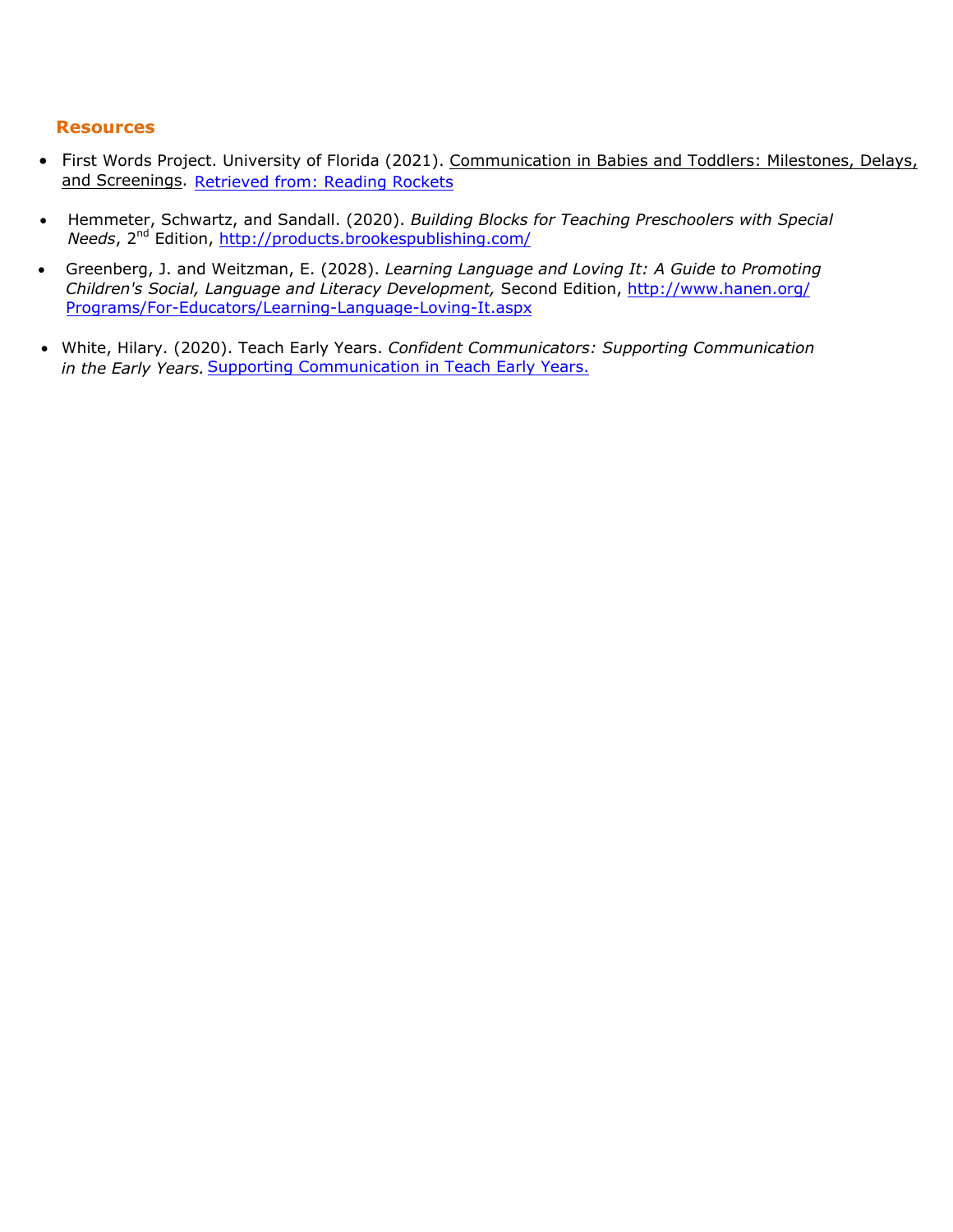### Resources

- First Words Project. University of Florida (2021). Communication in Babies and Toddlers: Milestones, Delays, and Screenings. Retrieved from: Reading Rockets
- Hemmeter, Schwartz, and Sandall. (2020). *Building Blocks for Teaching Preschoolers with Special Needs*, 2nd Edition, http://products.brookespublishing.com/
- Greenberg, J. and Weitzman, E. (2028). *Learning Language and Loving It: A Guide to Promoting Children's Social, Language and Literacy Development,* Second Edition, http://www.hanen.org/Programs/For-Educators/Learning-Language-Loving-It.aspx
- White, Hilary. (2020). Teach Early Years. *Confident Communicators: Supporting Communication in the Early Years.* Supporting Communication in Teach Early Years.